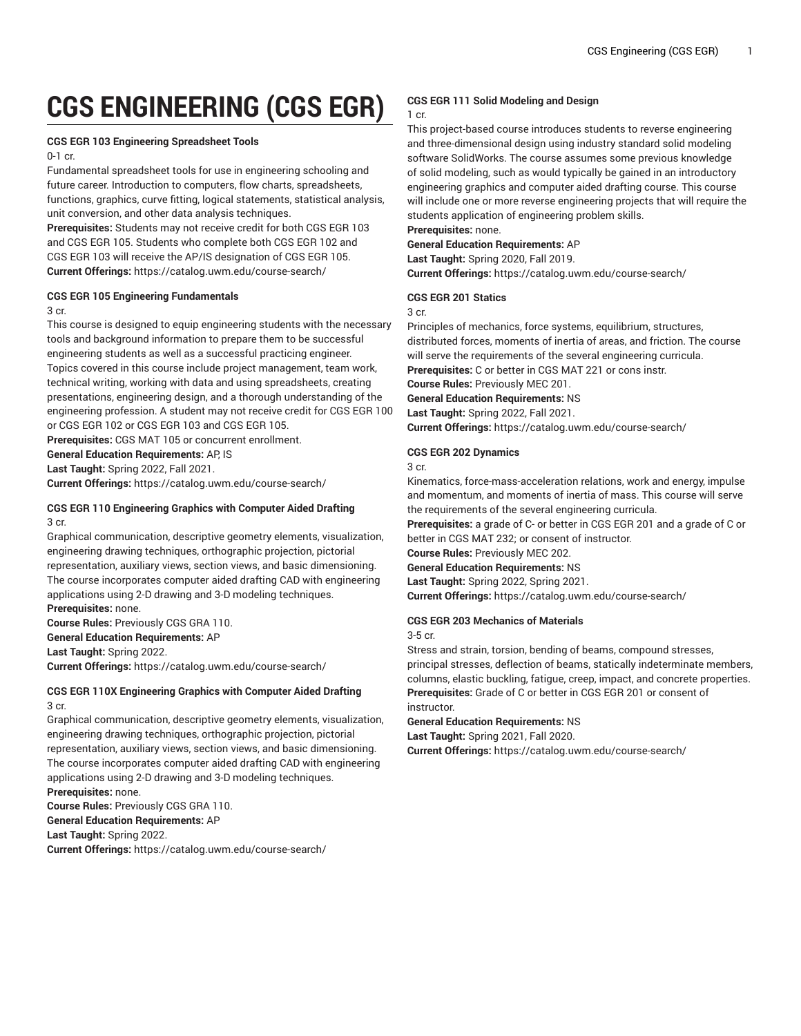# CGS ENGINEERING (CGS EGR)

**CGS EGR 103 Engineering Spreadsheet Tools**

0-1 cr.

Fundamental spreadsheet tools for use in engineering schooling and future career. Introduction to computers, flow charts, spreadsheets, functions, graphics, curve fitting, logical statements, statistical analysis, unit conversion, and other data analysis techniques.

**Prerequisites:** Students may not receive credit for both CGS EGR 103 and CGS EGR 105. Students who complete both CGS EGR 102 and CGS EGR 103 will receive the AP/IS designation of CGS EGR 105.

**Current Offerings:** https://catalog.uwm.edu/course-search/

**CGS EGR 105 Engineering Fundamentals**

3 cr.

This course is designed to equip engineering students with the necessary tools and background information to prepare them to be successful engineering students as well as a successful practicing engineer. Topics covered in this course include project management, team work, technical writing, working with data and using spreadsheets, creating presentations, engineering design, and a thorough understanding of the engineering profession. A student may not receive credit for CGS EGR 100 or CGS EGR 102 or CGS EGR 103 and CGS EGR 105.

**Prerequisites:** CGS MAT 105 or concurrent enrollment.

**General Education Requirements:** AP, IS

**Last Taught:** Spring 2022, Fall 2021.

**Current Offerings:** https://catalog.uwm.edu/course-search/

**CGS EGR 110 Engineering Graphics with Computer Aided Drafting**

3 cr.

Graphical communication, descriptive geometry elements, visualization, engineering drawing techniques, orthographic projection, pictorial representation, auxiliary views, section views, and basic dimensioning. The course incorporates computer aided drafting CAD with engineering applications using 2-D drawing and 3-D modeling techniques.

**Prerequisites:** none.

**Course Rules:** Previously CGS GRA 110.

**General Education Requirements:** AP

**Last Taught:** Spring 2022.

**Current Offerings:** https://catalog.uwm.edu/course-search/

**CGS EGR 110X Engineering Graphics with Computer Aided Drafting**

3 cr.

Graphical communication, descriptive geometry elements, visualization, engineering drawing techniques, orthographic projection, pictorial representation, auxiliary views, section views, and basic dimensioning. The course incorporates computer aided drafting CAD with engineering applications using 2-D drawing and 3-D modeling techniques.

**Prerequisites:** none.

**Course Rules:** Previously CGS GRA 110.

**General Education Requirements:** AP

**Last Taught:** Spring 2022.

**Current Offerings:** https://catalog.uwm.edu/course-search/

**CGS EGR 111 Solid Modeling and Design**

1 cr.

This project-based course introduces students to reverse engineering and three-dimensional design using industry standard solid modeling software SolidWorks. The course assumes some previous knowledge of solid modeling, such as would typically be gained in an introductory engineering graphics and computer aided drafting course. This course will include one or more reverse engineering projects that will require the students application of engineering problem skills.

**Prerequisites:** none.

**General Education Requirements:** AP

**Last Taught:** Spring 2020, Fall 2019.

**Current Offerings:** https://catalog.uwm.edu/course-search/

**CGS EGR 201 Statics**

3 cr.

Principles of mechanics, force systems, equilibrium, structures, distributed forces, moments of inertia of areas, and friction. The course will serve the requirements of the several engineering curricula.

**Prerequisites:** C or better in CGS MAT 221 or cons instr.

**Course Rules:** Previously MEC 201.

**General Education Requirements:** NS

**Last Taught:** Spring 2022, Fall 2021.

**Current Offerings:** https://catalog.uwm.edu/course-search/

**CGS EGR 202 Dynamics**

3 cr.

Kinematics, force-mass-acceleration relations, work and energy, impulse and momentum, and moments of inertia of mass. This course will serve the requirements of the several engineering curricula.

**Prerequisites:** a grade of C- or better in CGS EGR 201 and a grade of C or better in CGS MAT 232; or consent of instructor.

**Course Rules:** Previously MEC 202.

**General Education Requirements:** NS

**Last Taught:** Spring 2022, Spring 2021.

**Current Offerings:** https://catalog.uwm.edu/course-search/

**CGS EGR 203 Mechanics of Materials**

3-5 cr.

Stress and strain, torsion, bending of beams, compound stresses, principal stresses, deflection of beams, statically indeterminate members, columns, elastic buckling, fatigue, creep, impact, and concrete properties.

**Prerequisites:** Grade of C or better in CGS EGR 201 or consent of instructor.

**General Education Requirements:** NS

**Last Taught:** Spring 2021, Fall 2020.

**Current Offerings:** https://catalog.uwm.edu/course-search/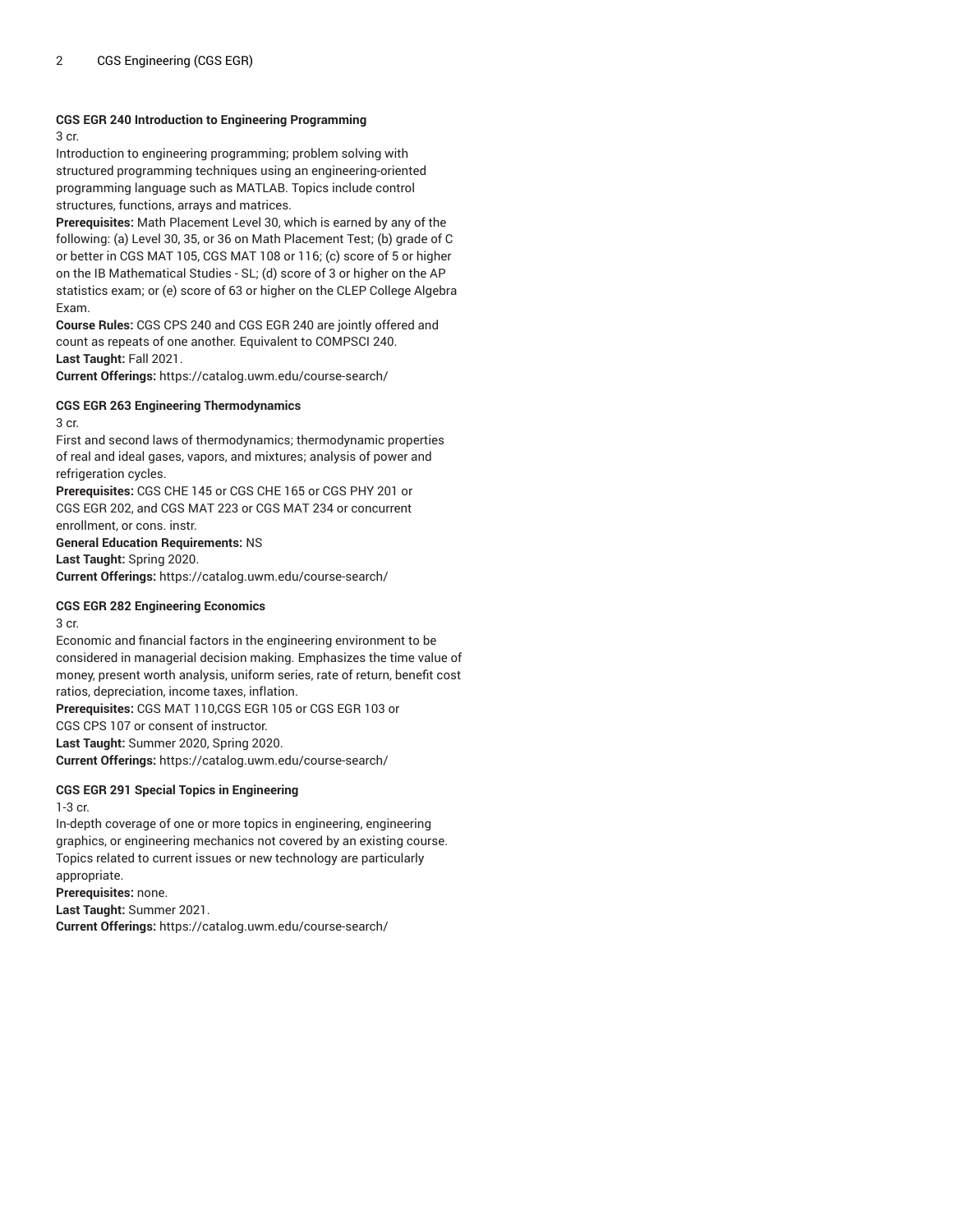**CGS EGR 240 Introduction to Engineering Programming**

3 cr.

Introduction to engineering programming; problem solving with structured programming techniques using an engineering-oriented programming language such as MATLAB. Topics include control structures, functions, arrays and matrices.

**Prerequisites:** Math Placement Level 30, which is earned by any of the following: (a) Level 30, 35, or 36 on Math Placement Test; (b) grade of C or better in CGS MAT 105, CGS MAT 108 or 116; (c) score of 5 or higher on the IB Mathematical Studies - SL; (d) score of 3 or higher on the AP statistics exam; or (e) score of 63 or higher on the CLEP College Algebra Exam.

**Course Rules:** CGS CPS 240 and CGS EGR 240 are jointly offered and count as repeats of one another. Equivalent to COMPSCI 240.

**Last Taught:** Fall 2021.

**Current Offerings:** https://catalog.uwm.edu/course-search/

**CGS EGR 263 Engineering Thermodynamics**

3 cr.

First and second laws of thermodynamics; thermodynamic properties of real and ideal gases, vapors, and mixtures; analysis of power and refrigeration cycles.

**Prerequisites:** CGS CHE 145 or CGS CHE 165 or CGS PHY 201 or CGS EGR 202, and CGS MAT 223 or CGS MAT 234 or concurrent enrollment, or cons. instr.

**General Education Requirements:** NS

**Last Taught:** Spring 2020.

**Current Offerings:** https://catalog.uwm.edu/course-search/

**CGS EGR 282 Engineering Economics**

3 cr.

Economic and financial factors in the engineering environment to be considered in managerial decision making. Emphasizes the time value of money, present worth analysis, uniform series, rate of return, benefit cost ratios, depreciation, income taxes, inflation.

**Prerequisites:** CGS MAT 110,CGS EGR 105 or CGS EGR 103 or CGS CPS 107 or consent of instructor.

**Last Taught:** Summer 2020, Spring 2020.

**Current Offerings:** https://catalog.uwm.edu/course-search/

**CGS EGR 291 Special Topics in Engineering**

1-3 cr.

In-depth coverage of one or more topics in engineering, engineering graphics, or engineering mechanics not covered by an existing course. Topics related to current issues or new technology are particularly appropriate.

**Prerequisites:** none.

**Last Taught:** Summer 2021.

**Current Offerings:** https://catalog.uwm.edu/course-search/